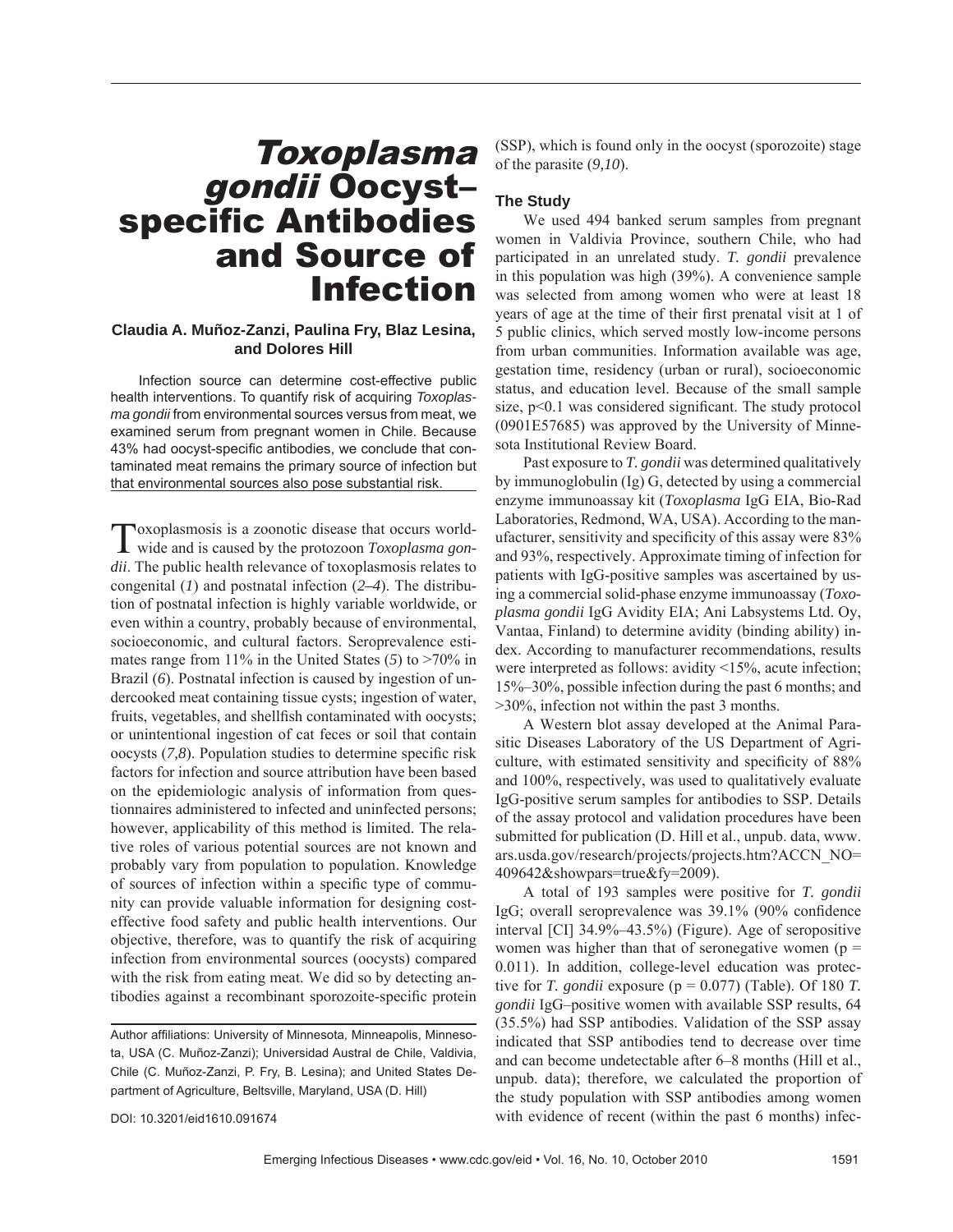# *Toxoplasma gondii* Oocyst–specific Antibodies and Source of Infection

**Claudia A. Muñoz-Zanzi, Paulina Fry, Blaz Lesina, and Dolores Hill**

Infection source can determine cost-effective public health interventions. To quantify risk of acquiring *Toxoplasma gondii* from environmental sources versus from meat, we examined serum from pregnant women in Chile. Because 43% had oocyst-specific antibodies, we conclude that contaminated meat remains the primary source of infection but that environmental sources also pose substantial risk.

Toxoplasmosis is a zoonotic disease that occurs worldwide and is caused by the protozoon *Toxoplasma gondii*. The public health relevance of toxoplasmosis relates to congenital (*1*) and postnatal infection (*2–4*). The distribution of postnatal infection is highly variable worldwide, or even within a country, probably because of environmental, socioeconomic, and cultural factors. Seroprevalence estimates range from 11% in the United States (*5*) to >70% in Brazil (*6*). Postnatal infection is caused by ingestion of undercooked meat containing tissue cysts; ingestion of water, fruits, vegetables, and shellfish contaminated with oocysts; or unintentional ingestion of cat feces or soil that contain oocysts (*7,8*). Population studies to determine specific risk factors for infection and source attribution have been based on the epidemiologic analysis of information from questionnaires administered to infected and uninfected persons; however, applicability of this method is limited. The relative roles of various potential sources are not known and probably vary from population to population. Knowledge of sources of infection within a specific type of community can provide valuable information for designing cost-effective food safety and public health interventions. Our objective, therefore, was to quantify the risk of acquiring infection from environmental sources (oocysts) compared with the risk from eating meat. We did so by detecting antibodies against a recombinant sporozoite-specific protein (SSP), which is found only in the oocyst (sporozoite) stage of the parasite (*9,10*).

Author affiliations: University of Minnesota, Minneapolis, Minnesota, USA (C. Muñoz-Zanzi); Universidad Austral de Chile, Valdivia, Chile (C. Muñoz-Zanzi, P. Fry, B. Lesina); and United States Department of Agriculture, Beltsville, Maryland, USA (D. Hill)

DOI: 10.3201/eid1610.091674

## The Study

We used 494 banked serum samples from pregnant women in Valdivia Province, southern Chile, who had participated in an unrelated study. *T. gondii* prevalence in this population was high (39%). A convenience sample was selected from among women who were at least 18 years of age at the time of their first prenatal visit at 1 of 5 public clinics, which served mostly low-income persons from urban communities. Information available was age, gestation time, residency (urban or rural), socioeconomic status, and education level. Because of the small sample size, $p<0.1$ was considered significant. The study protocol (0901E57685) was approved by the University of Minnesota Institutional Review Board.

Past exposure to *T. gondii* was determined qualitatively by immunoglobulin (Ig) G, detected by using a commercial enzyme immunoassay kit (*Toxoplasma* IgG EIA, Bio-Rad Laboratories, Redmond, WA, USA). According to the manufacturer, sensitivity and specificity of this assay were 83% and 93%, respectively. Approximate timing of infection for patients with IgG-positive samples was ascertained by using a commercial solid-phase enzyme immunoassay (*Toxoplasma gondii* IgG Avidity EIA; Ani Labsystems Ltd. Oy, Vantaa, Finland) to determine avidity (binding ability) index. According to manufacturer recommendations, results were interpreted as follows: avidity <15%, acute infection; 15%–30%, possible infection during the past 6 months; and >30%, infection not within the past 3 months.

A Western blot assay developed at the Animal Parasitic Diseases Laboratory of the US Department of Agriculture, with estimated sensitivity and specificity of 88% and 100%, respectively, was used to qualitatively evaluate IgG-positive serum samples for antibodies to SSP. Details of the assay protocol and validation procedures have been submitted for publication (D. Hill et al., unpub. data, www.ars.usda.gov/research/projects/projects.htm?ACCN_NO=409642&showpars=true&fy=2009).

A total of 193 samples were positive for *T. gondii* IgG; overall seroprevalence was 39.1% (90% confidence interval [CI] 34.9%–43.5%) (Figure). Age of seropositive women was higher than that of seronegative women ($p = 0.011$). In addition, college-level education was protective for *T. gondii* exposure ($p = 0.077$) (Table). Of 180 *T. gondii* IgG–positive women with available SSP results, 64 (35.5%) had SSP antibodies. Validation of the SSP assay indicated that SSP antibodies tend to decrease over time and can become undetectable after 6–8 months (Hill et al., unpub. data); therefore, we calculated the proportion of the study population with SSP antibodies among women with evidence of recent (within the past 6 months) infec-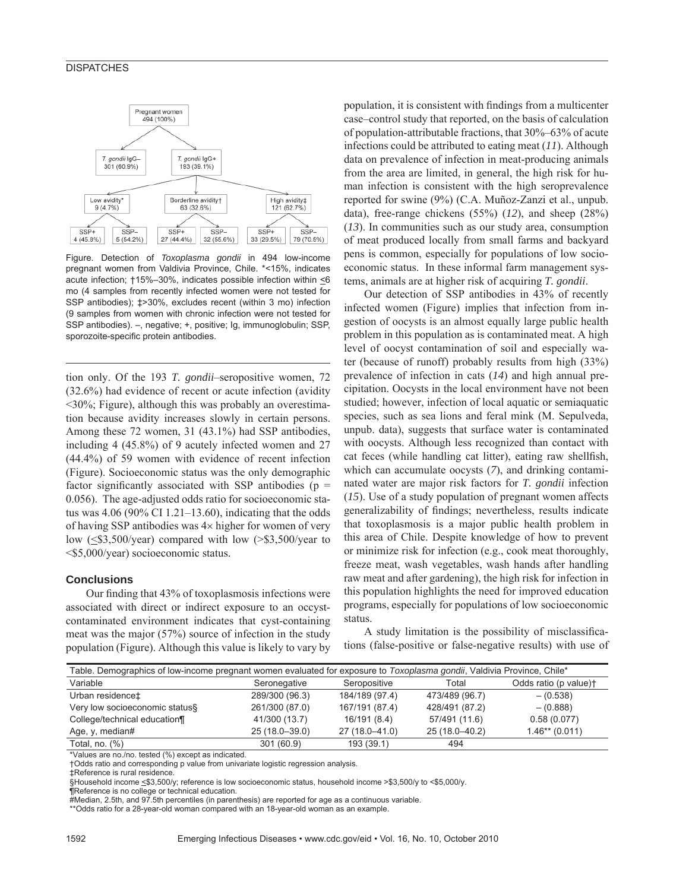Pregnant women 494 (100%)

*T. gondii* IgG– 301 (60.9%)

*T. gondii* IgG+ 193 (39.1%)

Low avidity* 9 (4.7%)

Borderline avidity† 63 (32.6%)

High avidity‡ 121 (62.7%)

SSP+ 4 (45.8%) | SSP– 5 (54.2%) | SSP+ 27 (44.4%) | SSP– 32 (55.6%) | SSP+ 33 (29.5%) | SSP– 79 (70.5%)

Figure. Detection of *Toxoplasma gondii* in 494 low-income pregnant women from Valdivia Province, Chile. *<15%, indicates acute infection; †15%–30%, indicates possible infection within ≤6 mo (4 samples from recently infected women were not tested for SSP antibodies); ‡>30%, excludes recent (within 3 mo) infection (9 samples from women with chronic infection were not tested for SSP antibodies). –, negative; +, positive; Ig, immunoglobulin; SSP, sporozoite-specific protein antibodies.

tion only. Of the 193 *T. gondii*–seropositive women, 72 (32.6%) had evidence of recent or acute infection (avidity <30%; Figure), although this was probably an overestimation because avidity increases slowly in certain persons. Among these 72 women, 31 (43.1%) had SSP antibodies, including 4 (45.8%) of 9 acutely infected women and 27 (44.4%) of 59 women with evidence of recent infection (Figure). Socioeconomic status was the only demographic factor significantly associated with SSP antibodies ($p = 0.056$). The age-adjusted odds ratio for socioeconomic status was 4.06 (90% CI 1.21–13.60), indicating that the odds of having SSP antibodies was 4× higher for women of very low (≤$3,500/year) compared with low (>$3,500/year to <$5,000/year) socioeconomic status.

## Conclusions

Our finding that 43% of toxoplasmosis infections were associated with direct or indirect exposure to an occyst-contaminated environment indicates that cyst-containing meat was the major (57%) source of infection in the study population (Figure). Although this value is likely to vary by population, it is consistent with findings from a multicenter case–control study that reported, on the basis of calculation of population-attributable fractions, that 30%–63% of acute infections could be attributed to eating meat (*11*). Although data on prevalence of infection in meat-producing animals from the area are limited, in general, the high risk for human infection is consistent with the high seroprevalence reported for swine (9%) (C.A. Muñoz-Zanzi et al., unpub. data), free-range chickens (55%) (*12*), and sheep (28%) (*13*). In communities such as our study area, consumption of meat produced locally from small farms and backyard pens is common, especially for populations of low socioeconomic status. In these informal farm management systems, animals are at higher risk of acquiring *T. gondii*.

Our detection of SSP antibodies in 43% of recently infected women (Figure) implies that infection from ingestion of oocysts is an almost equally large public health problem in this population as is contaminated meat. A high level of oocyst contamination of soil and especially water (because of runoff) probably results from high (33%) prevalence of infection in cats (*14*) and high annual precipitation. Oocysts in the local environment have not been studied; however, infection of local aquatic or semiaquatic species, such as sea lions and feral mink (M. Sepulveda, unpub. data), suggests that surface water is contaminated with oocysts. Although less recognized than contact with cat feces (while handling cat litter), eating raw shellfish, which can accumulate oocysts (*7*), and drinking contaminated water are major risk factors for *T. gondii* infection (*15*). Use of a study population of pregnant women affects generalizability of findings; nevertheless, results indicate that toxoplasmosis is a major public health problem in this area of Chile. Despite knowledge of how to prevent or minimize risk for infection (e.g., cook meat thoroughly, freeze meat, wash vegetables, wash hands after handling raw meat and after gardening), the high risk for infection in this population highlights the need for improved education programs, especially for populations of low socioeconomic status.

A study limitation is the possibility of misclassifications (false-positive or false-negative results) with use of

Table. Demographics of low-income pregnant women evaluated for exposure to *Toxoplasma gondii*, Valdivia Province, Chile*

| Variable | Seronegative | Seropositive | Total | Odds ratio (p value)† |
|---|---|---|---|---|
| Urban residence‡ | 289/300 (96.3) | 184/189 (97.4) | 473/489 (96.7) | – (0.538) |
| Very low socioeconomic status§ | 261/300 (87.0) | 167/191 (87.4) | 428/491 (87.2) | – (0.888) |
| College/technical education¶ | 41/300 (13.7) | 16/191 (8.4) | 57/491 (11.6) | 0.58 (0.077) |
| Age, y, median# | 25 (18.0–39.0) | 27 (18.0–41.0) | 25 (18.0–40.2) | 1.46** (0.011) |
| Total, no. (%) | 301 (60.9) | 193 (39.1) | 494 | |

*Values are no./no. tested (%) except as indicated.
†Odds ratio and corresponding p value from univariate logistic regression analysis.
‡Reference is rural residence.
§Household income ≤$3,500/y; reference is low socioeconomic status, household income >$3,500/y to <$5,000/y.
¶Reference is no college or technical education.
#Median, 2.5th, and 97.5th percentiles (in parenthesis) are reported for age as a continuous variable.
**Odds ratio for a 28-year-old woman compared with an 18-year-old woman as an example.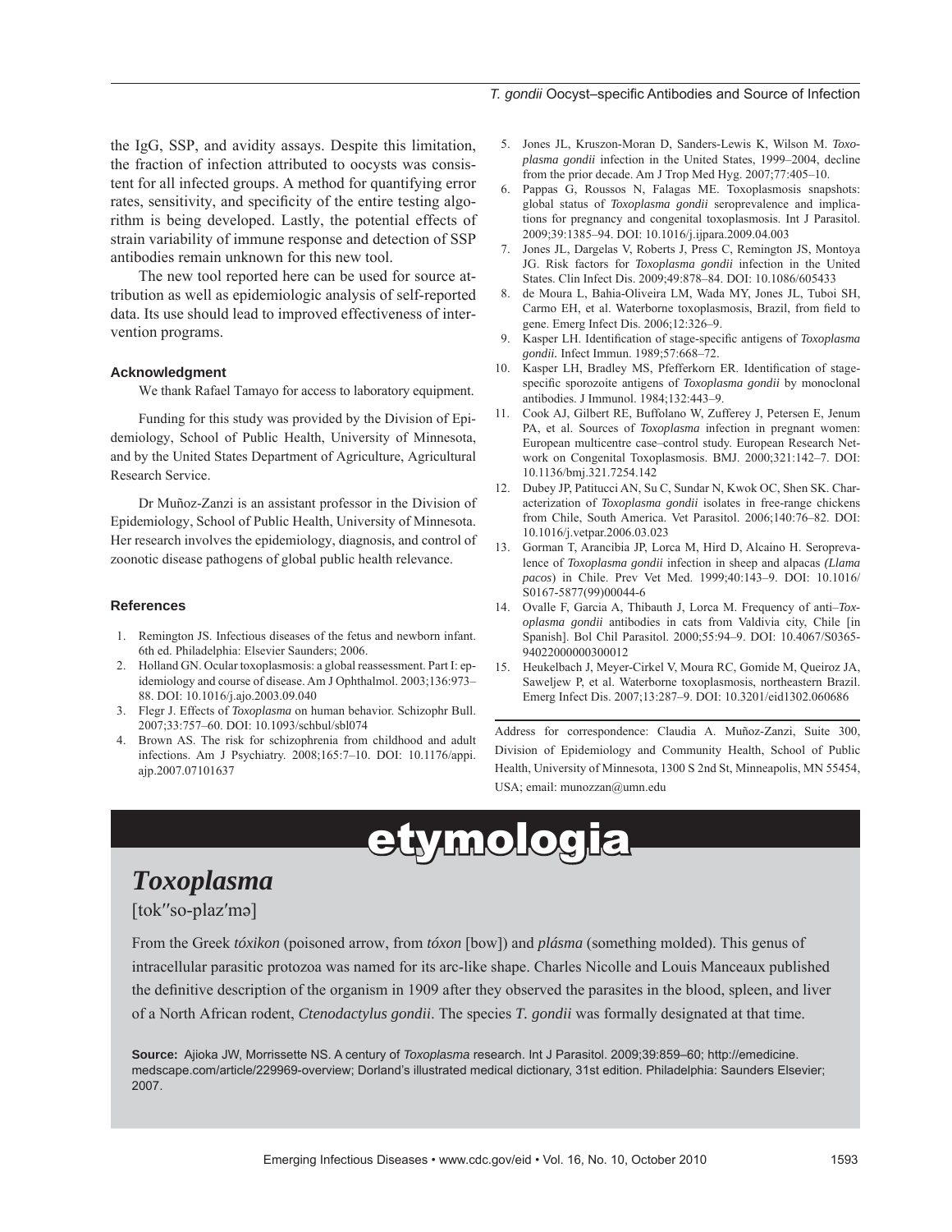the IgG, SSP, and avidity assays. Despite this limitation, the fraction of infection attributed to oocysts was consistent for all infected groups. A method for quantifying error rates, sensitivity, and specificity of the entire testing algorithm is being developed. Lastly, the potential effects of strain variability of immune response and detection of SSP antibodies remain unknown for this new tool.

The new tool reported here can be used for source attribution as well as epidemiologic analysis of self-reported data. Its use should lead to improved effectiveness of intervention programs.

### Acknowledgment

We thank Rafael Tamayo for access to laboratory equipment.

Funding for this study was provided by the Division of Epidemiology, School of Public Health, University of Minnesota, and by the United States Department of Agriculture, Agricultural Research Service.

Dr Muñoz-Zanzi is an assistant professor in the Division of Epidemiology, School of Public Health, University of Minnesota. Her research involves the epidemiology, diagnosis, and control of zoonotic disease pathogens of global public health relevance.

### References

1. Remington JS. Infectious diseases of the fetus and newborn infant. 6th ed. Philadelphia: Elsevier Saunders; 2006.
2. Holland GN. Ocular toxoplasmosis: a global reassessment. Part I: epidemiology and course of disease. Am J Ophthalmol. 2003;136:973–88. DOI: 10.1016/j.ajo.2003.09.040
3. Flegr J. Effects of *Toxoplasma* on human behavior. Schizophr Bull. 2007;33:757–60. DOI: 10.1093/schbul/sbl074
4. Brown AS. The risk for schizophrenia from childhood and adult infections. Am J Psychiatry. 2008;165:7–10. DOI: 10.1176/appi.ajp.2007.07101637
5. Jones JL, Kruszon-Moran D, Sanders-Lewis K, Wilson M. *Toxoplasma gondii* infection in the United States, 1999–2004, decline from the prior decade. Am J Trop Med Hyg. 2007;77:405–10.
6. Pappas G, Roussos N, Falagas ME. Toxoplasmosis snapshots: global status of *Toxoplasma gondii* seroprevalence and implications for pregnancy and congenital toxoplasmosis. Int J Parasitol. 2009;39:1385–94. DOI: 10.1016/j.ijpara.2009.04.003
7. Jones JL, Dargelas V, Roberts J, Press C, Remington JS, Montoya JG. Risk factors for *Toxoplasma gondii* infection in the United States. Clin Infect Dis. 2009;49:878–84. DOI: 10.1086/605433
8. de Moura L, Bahia-Oliveira LM, Wada MY, Jones JL, Tuboi SH, Carmo EH, et al. Waterborne toxoplasmosis, Brazil, from field to gene. Emerg Infect Dis. 2006;12:326–9.
9. Kasper LH. Identification of stage-specific antigens of *Toxoplasma gondii.* Infect Immun. 1989;57:668–72.
10. Kasper LH, Bradley MS, Pfefferkorn ER. Identification of stage-specific sporozoite antigens of *Toxoplasma gondii* by monoclonal antibodies. J Immunol. 1984;132:443–9.
11. Cook AJ, Gilbert RE, Buffolano W, Zufferey J, Petersen E, Jenum PA, et al. Sources of *Toxoplasma* infection in pregnant women: European multicentre case–control study. European Research Network on Congenital Toxoplasmosis. BMJ. 2000;321:142–7. DOI: 10.1136/bmj.321.7254.142
12. Dubey JP, Patitucci AN, Su C, Sundar N, Kwok OC, Shen SK. Characterization of *Toxoplasma gondii* isolates in free-range chickens from Chile, South America. Vet Parasitol. 2006;140:76–82. DOI: 10.1016/j.vetpar.2006.03.023
13. Gorman T, Arancibia JP, Lorca M, Hird D, Alcaino H. Seroprevalence of *Toxoplasma gondii* infection in sheep and alpacas *(Llama pacos*) in Chile. Prev Vet Med. 1999;40:143–9. DOI: 10.1016/S0167-5877(99)00044-6
14. Ovalle F, Garcia A, Thibauth J, Lorca M. Frequency of anti–*Toxoplasma gondii* antibodies in cats from Valdivia city, Chile [in Spanish]. Bol Chil Parasitol. 2000;55:94–9. DOI: 10.4067/S0365-94022000000300012
15. Heukelbach J, Meyer-Cirkel V, Moura RC, Gomide M, Queiroz JA, Saweljew P, et al. Waterborne toxoplasmosis, northeastern Brazil. Emerg Infect Dis. 2007;13:287–9. DOI: 10.3201/eid1302.060686

Address for correspondence: Claudia A. Muñoz-Zanzi, Suite 300, Division of Epidemiology and Community Health, School of Public Health, University of Minnesota, 1300 S 2nd St, Minneapolis, MN 55454, USA; email: munozzan@umn.edu

# etymologia

## *Toxoplasma*

[tok″so-plaz′mə]

From the Greek *tóxikon* (poisoned arrow, from *tóxon* [bow]) and *plásma* (something molded). This genus of intracellular parasitic protozoa was named for its arc-like shape. Charles Nicolle and Louis Manceaux published the definitive description of the organism in 1909 after they observed the parasites in the blood, spleen, and liver of a North African rodent, *Ctenodactylus gondii*. The species *T. gondii* was formally designated at that time.

**Source:** Ajioka JW, Morrissette NS. A century of *Toxoplasma* research. Int J Parasitol. 2009;39:859–60; http://emedicine.medscape.com/article/229969-overview; Dorland's illustrated medical dictionary, 31st edition. Philadelphia: Saunders Elsevier; 2007.